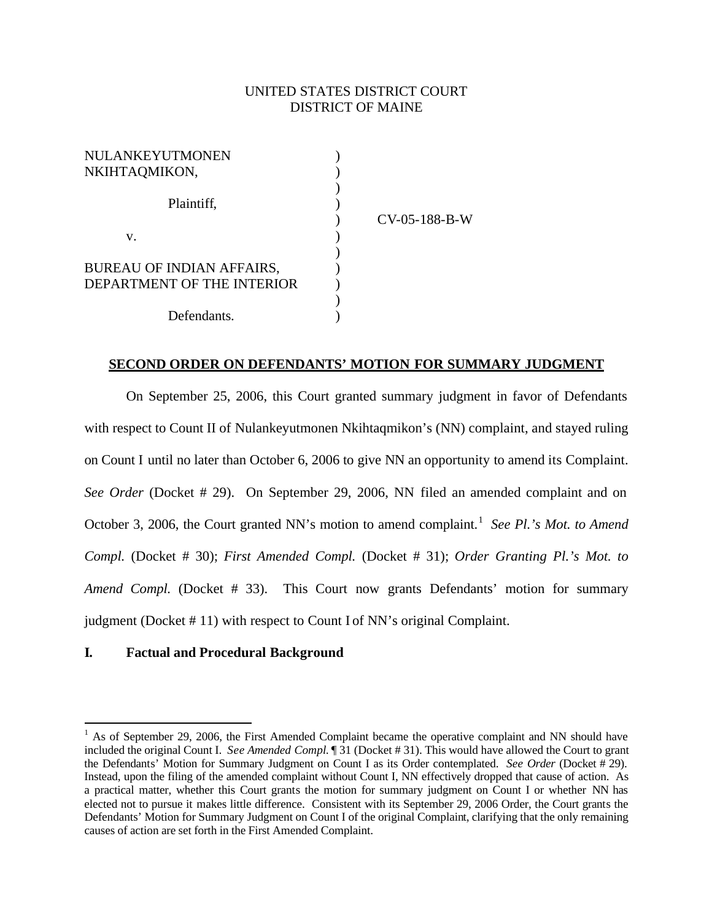UNITED STATES DISTRICT COURT
DISTRICT OF MAINE

NULANKEYUTMONEN NKIHTAQMIKON,

Plaintiff,

v.

BUREAU OF INDIAN AFFAIRS, DEPARTMENT OF THE INTERIOR

Defendants.

CV-05-188-B-W

**SECOND ORDER ON DEFENDANTS' MOTION FOR SUMMARY JUDGMENT**

On September 25, 2006, this Court granted summary judgment in favor of Defendants with respect to Count II of Nulankeyutmonen Nkihtaqmikon's (NN) complaint, and stayed ruling on Count I until no later than October 6, 2006 to give NN an opportunity to amend its Complaint. *See Order* (Docket # 29). On September 29, 2006, NN filed an amended complaint and on October 3, 2006, the Court granted NN's motion to amend complaint.[1] *See Pl.'s Mot. to Amend Compl.* (Docket # 30); *First Amended Compl.* (Docket # 31); *Order Granting Pl.'s Mot. to Amend Compl.* (Docket # 33). This Court now grants Defendants' motion for summary judgment (Docket # 11) with respect to Count I of NN's original Complaint.

## I. Factual and Procedural Background

[1] As of September 29, 2006, the First Amended Complaint became the operative complaint and NN should have included the original Count I. *See Amended Compl.* ¶ 31 (Docket # 31). This would have allowed the Court to grant the Defendants' Motion for Summary Judgment on Count I as its Order contemplated. *See Order* (Docket # 29). Instead, upon the filing of the amended complaint without Count I, NN effectively dropped that cause of action. As a practical matter, whether this Court grants the motion for summary judgment on Count I or whether NN has elected not to pursue it makes little difference. Consistent with its September 29, 2006 Order, the Court grants the Defendants' Motion for Summary Judgment on Count I of the original Complaint, clarifying that the only remaining causes of action are set forth in the First Amended Complaint.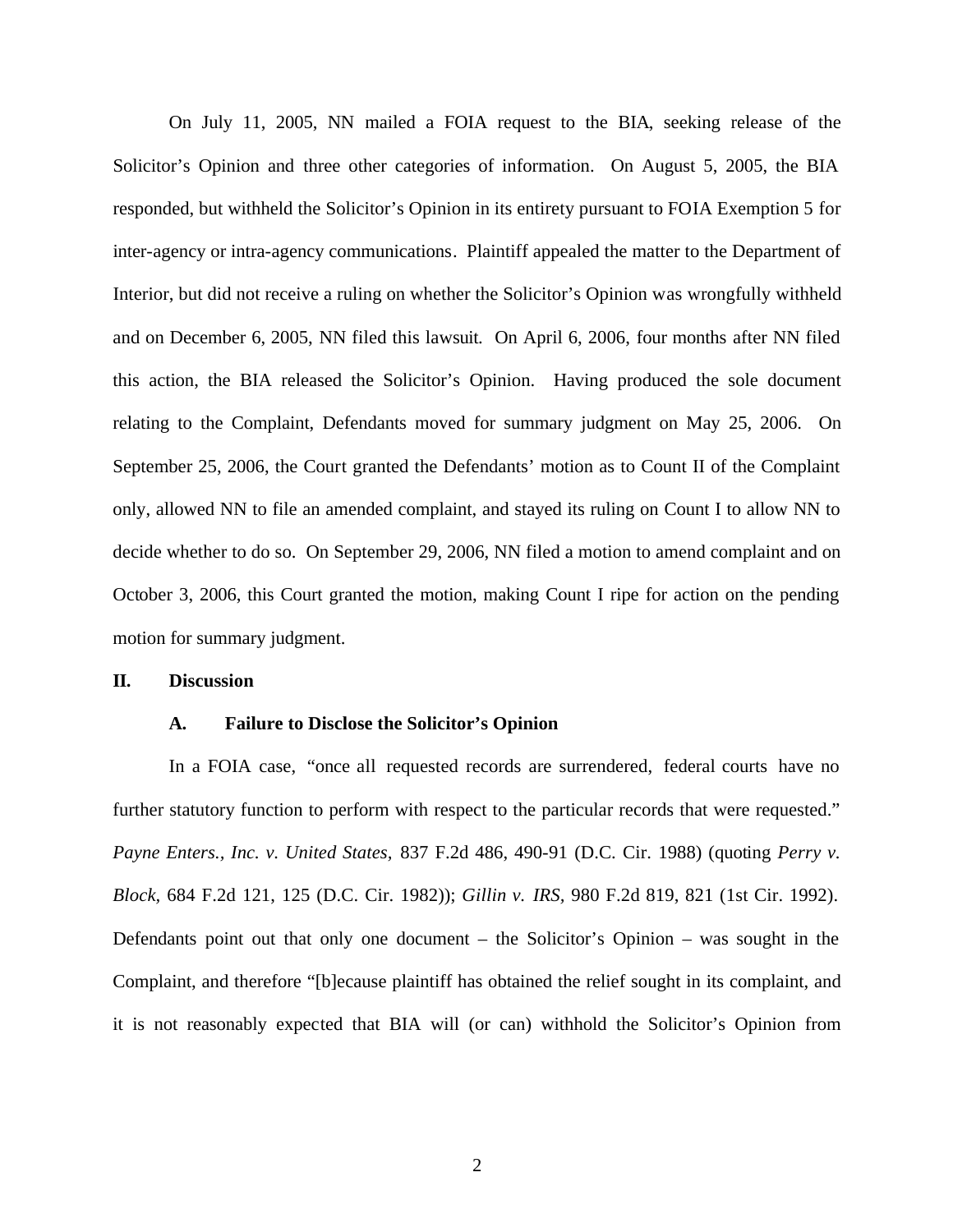On July 11, 2005, NN mailed a FOIA request to the BIA, seeking release of the Solicitor's Opinion and three other categories of information. On August 5, 2005, the BIA responded, but withheld the Solicitor's Opinion in its entirety pursuant to FOIA Exemption 5 for inter-agency or intra-agency communications. Plaintiff appealed the matter to the Department of Interior, but did not receive a ruling on whether the Solicitor's Opinion was wrongfully withheld and on December 6, 2005, NN filed this lawsuit. On April 6, 2006, four months after NN filed this action, the BIA released the Solicitor's Opinion. Having produced the sole document relating to the Complaint, Defendants moved for summary judgment on May 25, 2006. On September 25, 2006, the Court granted the Defendants' motion as to Count II of the Complaint only, allowed NN to file an amended complaint, and stayed its ruling on Count I to allow NN to decide whether to do so. On September 29, 2006, NN filed a motion to amend complaint and on October 3, 2006, this Court granted the motion, making Count I ripe for action on the pending motion for summary judgment.

## II. Discussion

### A. Failure to Disclose the Solicitor's Opinion

In a FOIA case, "once all requested records are surrendered, federal courts have no further statutory function to perform with respect to the particular records that were requested." *Payne Enters., Inc. v. United States,* 837 F.2d 486, 490-91 (D.C. Cir. 1988) (quoting *Perry v. Block,* 684 F.2d 121, 125 (D.C. Cir. 1982)); *Gillin v. IRS*, 980 F.2d 819, 821 (1st Cir. 1992). Defendants point out that only one document – the Solicitor's Opinion – was sought in the Complaint, and therefore "[b]ecause plaintiff has obtained the relief sought in its complaint, and it is not reasonably expected that BIA will (or can) withhold the Solicitor's Opinion from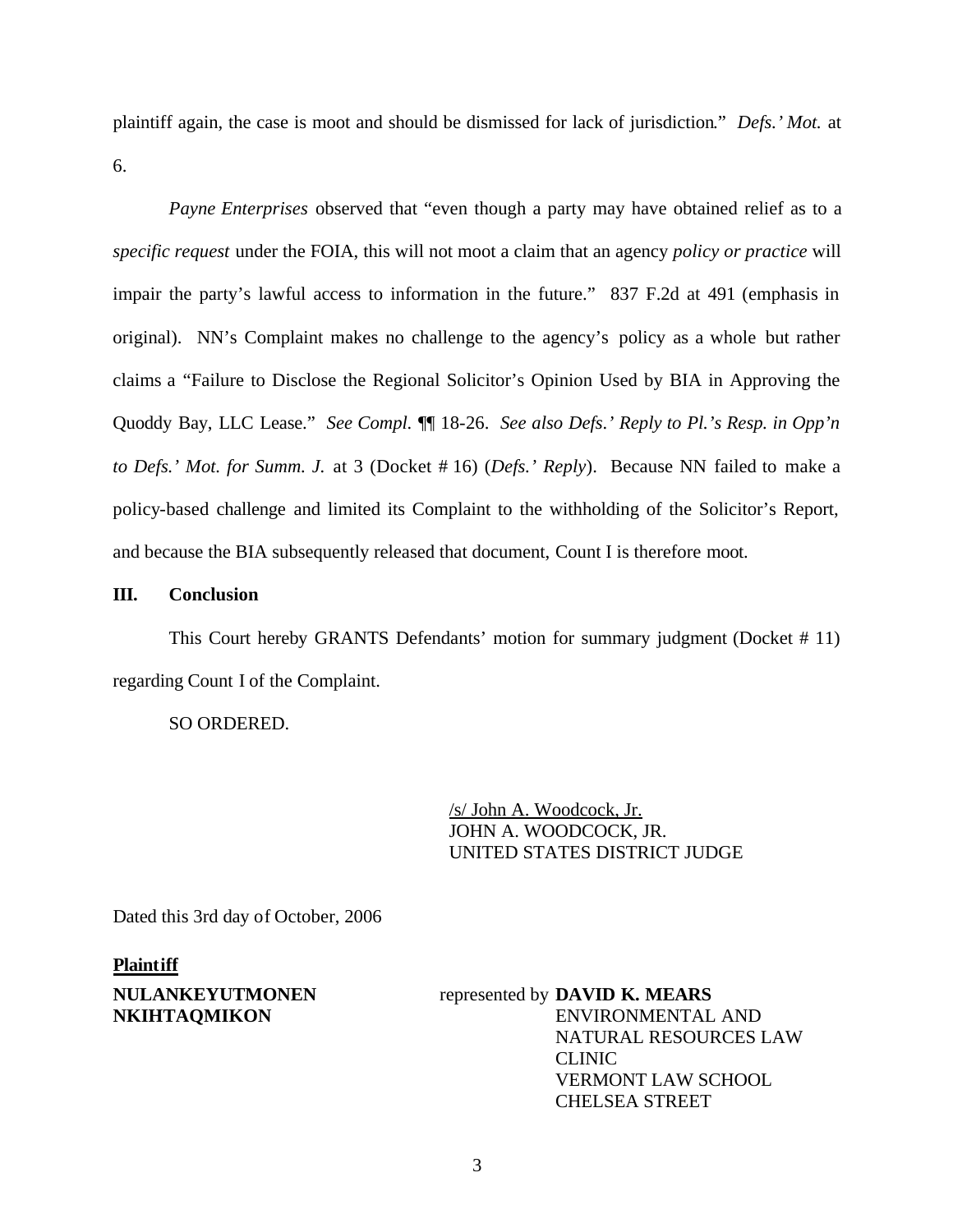plaintiff again, the case is moot and should be dismissed for lack of jurisdiction." *Defs.' Mot.* at 6.

*Payne Enterprises* observed that "even though a party may have obtained relief as to a *specific request* under the FOIA, this will not moot a claim that an agency *policy or practice* will impair the party's lawful access to information in the future." 837 F.2d at 491 (emphasis in original). NN's Complaint makes no challenge to the agency's policy as a whole but rather claims a "Failure to Disclose the Regional Solicitor's Opinion Used by BIA in Approving the Quoddy Bay, LLC Lease." *See Compl.* ¶¶ 18-26. *See also Defs.' Reply to Pl.'s Resp. in Opp'n to Defs.' Mot. for Summ. J.* at 3 (Docket # 16) (*Defs.' Reply*). Because NN failed to make a policy-based challenge and limited its Complaint to the withholding of the Solicitor's Report, and because the BIA subsequently released that document, Count I is therefore moot.

## III. Conclusion

This Court hereby GRANTS Defendants' motion for summary judgment (Docket # 11) regarding Count I of the Complaint.

SO ORDERED.

/s/ John A. Woodcock, Jr.
JOHN A. WOODCOCK, JR.
UNITED STATES DISTRICT JUDGE

Dated this 3rd day of October, 2006

**Plaintiff**

**NULANKEYUTMONEN NKIHTAQMIKON** represented by **DAVID K. MEARS**
ENVIRONMENTAL AND NATURAL RESOURCES LAW CLINIC
VERMONT LAW SCHOOL
CHELSEA STREET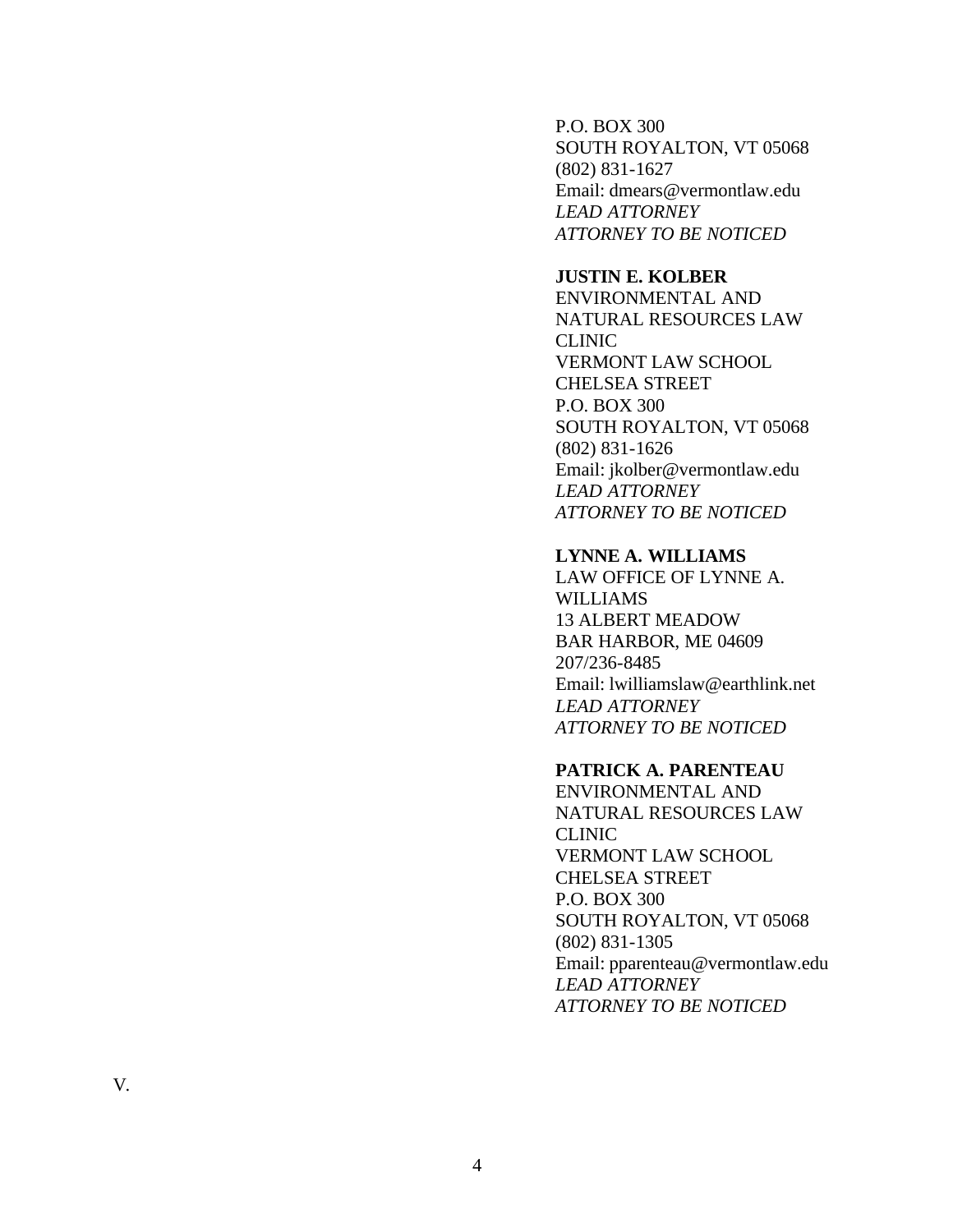P.O. BOX 300
SOUTH ROYALTON, VT 05068
(802) 831-1627
Email: dmears@vermontlaw.edu
*LEAD ATTORNEY*
*ATTORNEY TO BE NOTICED*

**JUSTIN E. KOLBER**
ENVIRONMENTAL AND
NATURAL RESOURCES LAW
CLINIC
VERMONT LAW SCHOOL
CHELSEA STREET
P.O. BOX 300
SOUTH ROYALTON, VT 05068
(802) 831-1626
Email: jkolber@vermontlaw.edu
*LEAD ATTORNEY*
*ATTORNEY TO BE NOTICED*

**LYNNE A. WILLIAMS**
LAW OFFICE OF LYNNE A.
WILLIAMS
13 ALBERT MEADOW
BAR HARBOR, ME 04609
207/236-8485
Email: lwilliamslaw@earthlink.net
*LEAD ATTORNEY*
*ATTORNEY TO BE NOTICED*

**PATRICK A. PARENTEAU**
ENVIRONMENTAL AND
NATURAL RESOURCES LAW
CLINIC
VERMONT LAW SCHOOL
CHELSEA STREET
P.O. BOX 300
SOUTH ROYALTON, VT 05068
(802) 831-1305
Email: pparenteau@vermontlaw.edu
*LEAD ATTORNEY*
*ATTORNEY TO BE NOTICED*

V.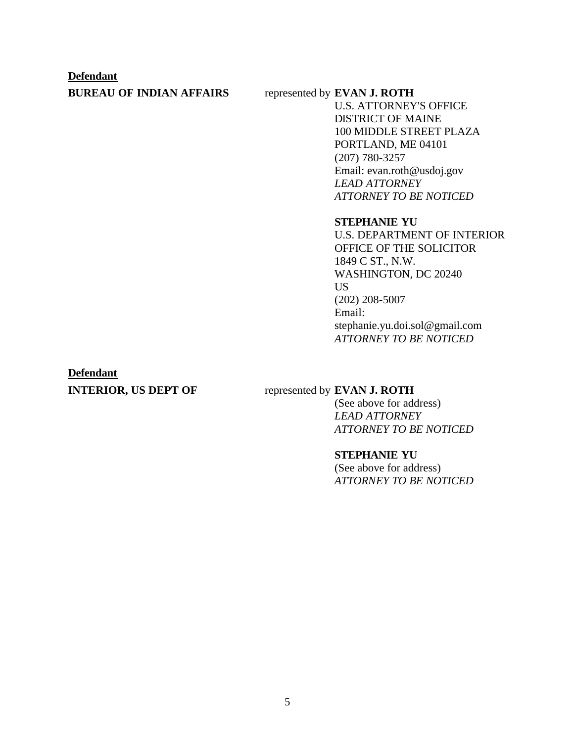**Defendant**

**BUREAU OF INDIAN AFFAIRS** represented by **EVAN J. ROTH**
U.S. ATTORNEY'S OFFICE
DISTRICT OF MAINE
100 MIDDLE STREET PLAZA
PORTLAND, ME 04101
(207) 780-3257
Email: evan.roth@usdoj.gov
*LEAD ATTORNEY*
*ATTORNEY TO BE NOTICED*

**STEPHANIE YU**
U.S. DEPARTMENT OF INTERIOR
OFFICE OF THE SOLICITOR
1849 C ST., N.W.
WASHINGTON, DC 20240
US
(202) 208-5007
Email:
stephanie.yu.doi.sol@gmail.com
*ATTORNEY TO BE NOTICED*

**Defendant**

**INTERIOR, US DEPT OF** represented by **EVAN J. ROTH**
(See above for address)
*LEAD ATTORNEY*
*ATTORNEY TO BE NOTICED*

**STEPHANIE YU**
(See above for address)
*ATTORNEY TO BE NOTICED*